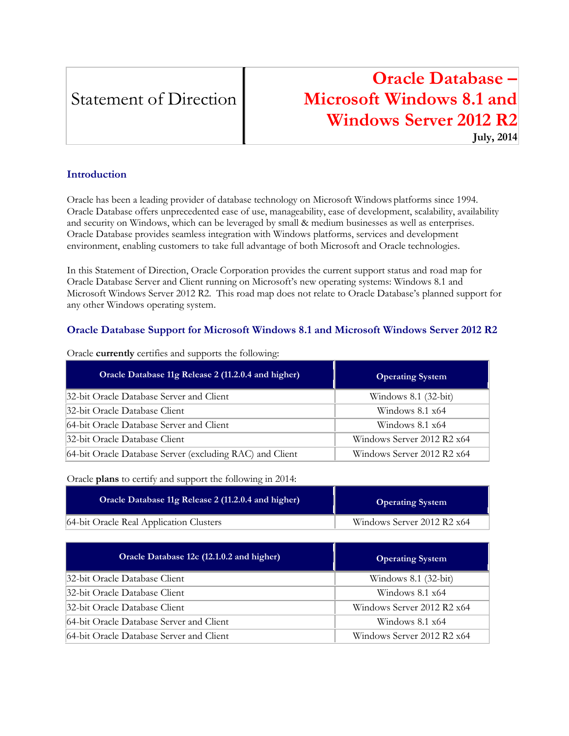Statement of Direction

# Oracle Database – Microsoft Windows 8.1 and Windows Server 2012 R2

**July, 2014**

## Introduction

Oracle has been a leading provider of database technology on Microsoft Windows platforms since 1994. Oracle Database offers unprecedented ease of use, manageability, ease of development, scalability, availability and security on Windows, which can be leveraged by small & medium businesses as well as enterprises. Oracle Database provides seamless integration with Windows platforms, services and development environment, enabling customers to take full advantage of both Microsoft and Oracle technologies.

In this Statement of Direction, Oracle Corporation provides the current support status and road map for Oracle Database Server and Client running on Microsoft's new operating systems: Windows 8.1 and Microsoft Windows Server 2012 R2. This road map does not relate to Oracle Database's planned support for any other Windows operating system.

## Oracle Database Support for Microsoft Windows 8.1 and Microsoft Windows Server 2012 R2

Oracle **currently** certifies and supports the following:

| Oracle Database 11g Release 2 (11.2.0.4 and higher) | Operating System |
|---|---|
| 32-bit Oracle Database Server and Client | Windows 8.1 (32-bit) |
| 32-bit Oracle Database Client | Windows 8.1 x64 |
| 64-bit Oracle Database Server and Client | Windows 8.1 x64 |
| 32-bit Oracle Database Client | Windows Server 2012 R2 x64 |
| 64-bit Oracle Database Server (excluding RAC) and Client | Windows Server 2012 R2 x64 |

Oracle **plans** to certify and support the following in 2014:

| Oracle Database 11g Release 2 (11.2.0.4 and higher) | Operating System |
|---|---|
| 64-bit Oracle Real Application Clusters | Windows Server 2012 R2 x64 |

| Oracle Database 12c (12.1.0.2 and higher) | Operating System |
|---|---|
| 32-bit Oracle Database Client | Windows 8.1 (32-bit) |
| 32-bit Oracle Database Client | Windows 8.1 x64 |
| 32-bit Oracle Database Client | Windows Server 2012 R2 x64 |
| 64-bit Oracle Database Server and Client | Windows 8.1 x64 |
| 64-bit Oracle Database Server and Client | Windows Server 2012 R2 x64 |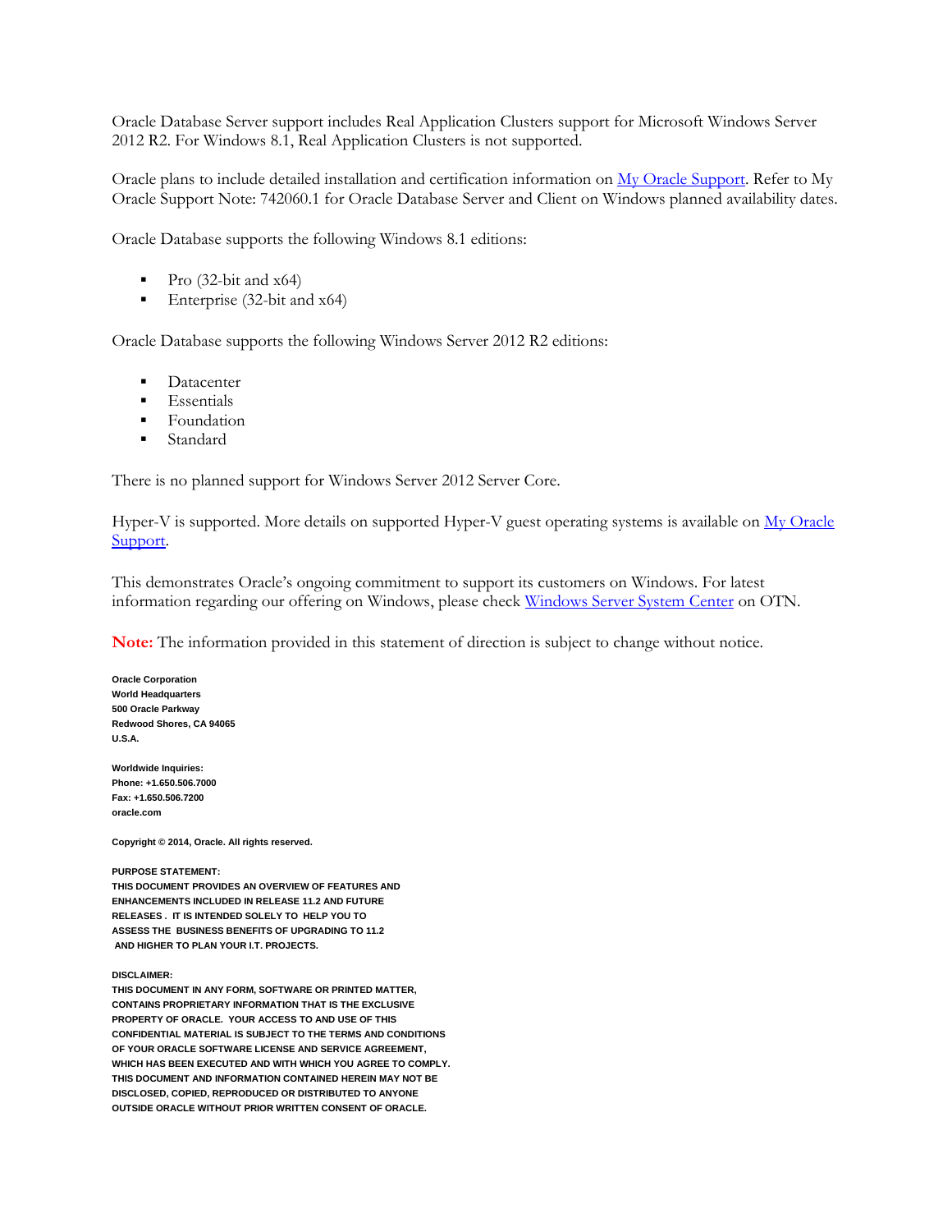Oracle Database Server support includes Real Application Clusters support for Microsoft Windows Server 2012 R2. For Windows 8.1, Real Application Clusters is not supported.

Oracle plans to include detailed installation and certification information on [My Oracle Support](). Refer to My Oracle Support Note: 742060.1 for Oracle Database Server and Client on Windows planned availability dates.

Oracle Database supports the following Windows 8.1 editions:

- Pro (32-bit and x64)
- Enterprise (32-bit and x64)

Oracle Database supports the following Windows Server 2012 R2 editions:

- Datacenter
- Essentials
- Foundation
- Standard

There is no planned support for Windows Server 2012 Server Core.

Hyper-V is supported. More details on supported Hyper-V guest operating systems is available on [My Oracle Support]().

This demonstrates Oracle's ongoing commitment to support its customers on Windows. For latest information regarding our offering on Windows, please check [Windows Server System Center]() on OTN.

**Note:** The information provided in this statement of direction is subject to change without notice.

**Oracle Corporation**
**World Headquarters**
**500 Oracle Parkway**
**Redwood Shores, CA 94065**
**U.S.A.**

**Worldwide Inquiries:**
**Phone: +1.650.506.7000**
**Fax: +1.650.506.7200**
**oracle.com**

**Copyright © 2014, Oracle. All rights reserved.**

**PURPOSE STATEMENT:**
**THIS DOCUMENT PROVIDES AN OVERVIEW OF FEATURES AND ENHANCEMENTS INCLUDED IN RELEASE 11.2 AND FUTURE RELEASES . IT IS INTENDED SOLELY TO HELP YOU TO ASSESS THE BUSINESS BENEFITS OF UPGRADING TO 11.2 AND HIGHER TO PLAN YOUR I.T. PROJECTS.**

**DISCLAIMER:**
**THIS DOCUMENT IN ANY FORM, SOFTWARE OR PRINTED MATTER, CONTAINS PROPRIETARY INFORMATION THAT IS THE EXCLUSIVE PROPERTY OF ORACLE. YOUR ACCESS TO AND USE OF THIS CONFIDENTIAL MATERIAL IS SUBJECT TO THE TERMS AND CONDITIONS OF YOUR ORACLE SOFTWARE LICENSE AND SERVICE AGREEMENT, WHICH HAS BEEN EXECUTED AND WITH WHICH YOU AGREE TO COMPLY. THIS DOCUMENT AND INFORMATION CONTAINED HEREIN MAY NOT BE DISCLOSED, COPIED, REPRODUCED OR DISTRIBUTED TO ANYONE OUTSIDE ORACLE WITHOUT PRIOR WRITTEN CONSENT OF ORACLE.**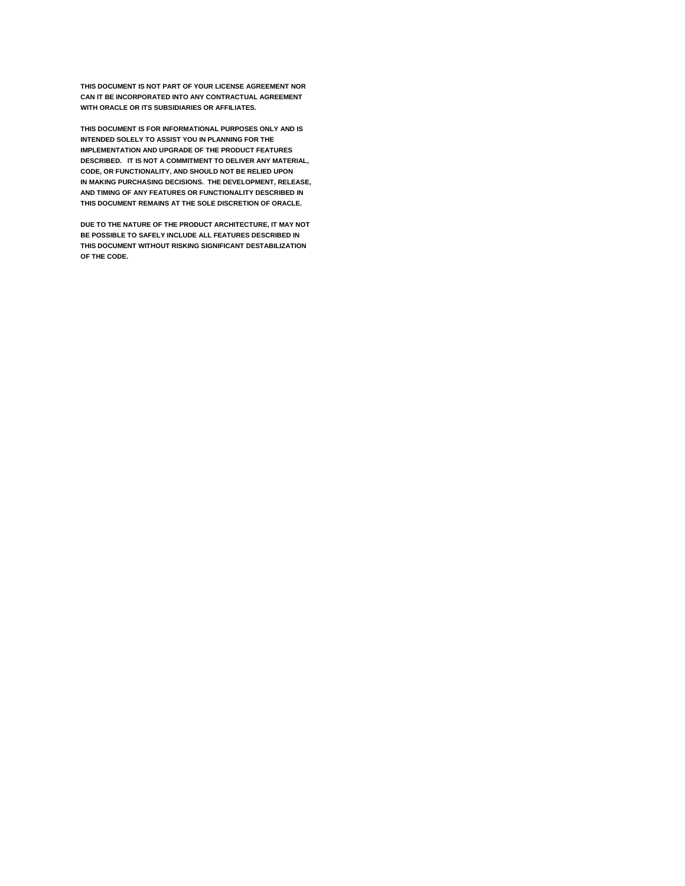**THIS DOCUMENT IS NOT PART OF YOUR LICENSE AGREEMENT NOR CAN IT BE INCORPORATED INTO ANY CONTRACTUAL AGREEMENT WITH ORACLE OR ITS SUBSIDIARIES OR AFFILIATES.**

**THIS DOCUMENT IS FOR INFORMATIONAL PURPOSES ONLY AND IS INTENDED SOLELY TO ASSIST YOU IN PLANNING FOR THE IMPLEMENTATION AND UPGRADE OF THE PRODUCT FEATURES DESCRIBED. IT IS NOT A COMMITMENT TO DELIVER ANY MATERIAL, CODE, OR FUNCTIONALITY, AND SHOULD NOT BE RELIED UPON IN MAKING PURCHASING DECISIONS. THE DEVELOPMENT, RELEASE, AND TIMING OF ANY FEATURES OR FUNCTIONALITY DESCRIBED IN THIS DOCUMENT REMAINS AT THE SOLE DISCRETION OF ORACLE.**

**DUE TO THE NATURE OF THE PRODUCT ARCHITECTURE, IT MAY NOT BE POSSIBLE TO SAFELY INCLUDE ALL FEATURES DESCRIBED IN THIS DOCUMENT WITHOUT RISKING SIGNIFICANT DESTABILIZATION OF THE CODE.**